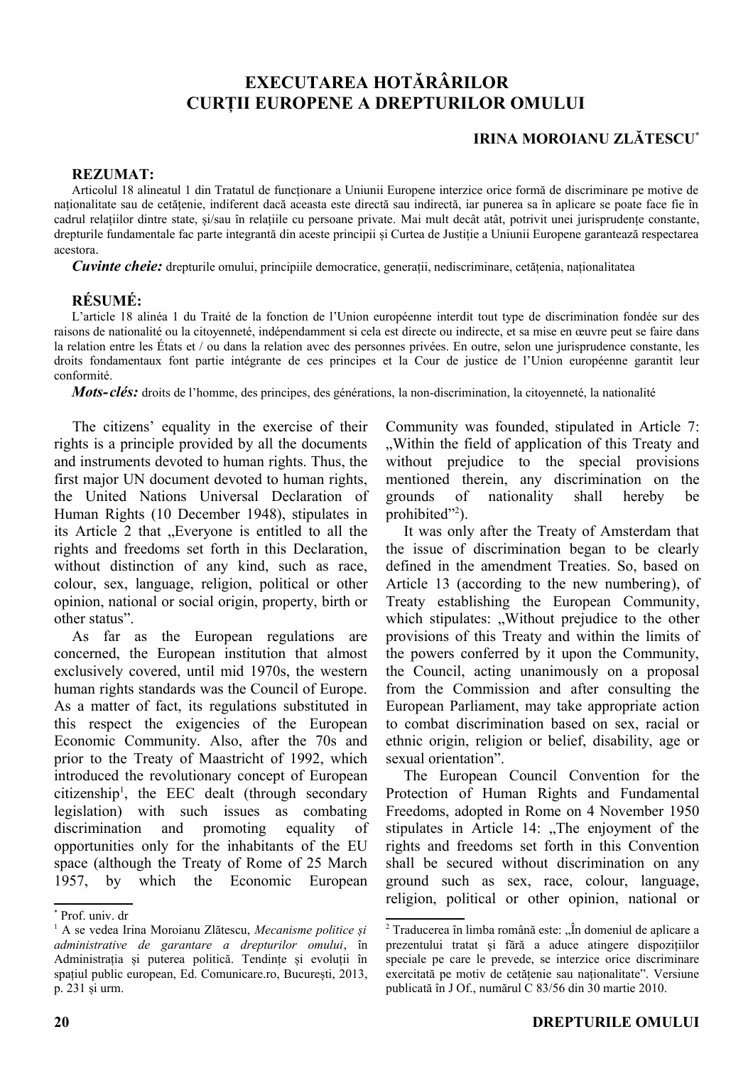# EXECUTAREA HOTĂRÂRILOR CURȚII EUROPENE A DREPTURILOR OMULUI

**IRINA MOROIANU ZLĂTESCU***

**REZUMAT:**

Articolul 18 alineatul 1 din Tratatul de funcționare a Uniunii Europene interzice orice formă de discriminare pe motive de naționalitate sau de cetățenie, indiferent dacă aceasta este directă sau indirectă, iar punerea sa în aplicare se poate face fie în cadrul relațiilor dintre state, și/sau în relațiile cu persoane private. Mai mult decât atât, potrivit unei jurisprudențe constante, drepturile fundamentale fac parte integrantă din aceste principii și Curtea de Justiție a Uniunii Europene garantează respectarea acestora.

***Cuvinte cheie:*** drepturile omului, principiile democratice, generații, nediscriminare, cetățenia, naționalitatea

**RÉSUMÉ:**

L'article 18 alinéa 1 du Traité de la fonction de l'Union européenne interdit tout type de discrimination fondée sur des raisons de nationalité ou la citoyenneté, indépendamment si cela est directe ou indirecte, et sa mise en œuvre peut se faire dans la relation entre les États et / ou dans la relation avec des personnes privées. En outre, selon une jurisprudence constante, les droits fondamentaux font partie intégrante de ces principes et la Cour de justice de l'Union européenne garantit leur conformité.

***Mots-clés:*** droits de l'homme, des principes, des générations, la non-discrimination, la citoyenneté, la nationalité

The citizens' equality in the exercise of their rights is a principle provided by all the documents and instruments devoted to human rights. Thus, the first major UN document devoted to human rights, the United Nations Universal Declaration of Human Rights (10 December 1948), stipulates in its Article 2 that „Everyone is entitled to all the rights and freedoms set forth in this Declaration, without distinction of any kind, such as race, colour, sex, language, religion, political or other opinion, national or social origin, property, birth or other status".

As far as the European regulations are concerned, the European institution that almost exclusively covered, until mid 1970s, the western human rights standards was the Council of Europe. As a matter of fact, its regulations substituted in this respect the exigencies of the European Economic Community. Also, after the 70s and prior to the Treaty of Maastricht of 1992, which introduced the revolutionary concept of European citizenship[1], the EEC dealt (through secondary legislation) with such issues as combating discrimination and promoting equality of opportunities only for the inhabitants of the EU space (although the Treaty of Rome of 25 March 1957, by which the Economic European Community was founded, stipulated in Article 7: „Within the field of application of this Treaty and without prejudice to the special provisions mentioned therein, any discrimination on the grounds of nationality shall hereby be prohibited"[2]).

It was only after the Treaty of Amsterdam that the issue of discrimination began to be clearly defined in the amendment Treaties. So, based on Article 13 (according to the new numbering), of Treaty establishing the European Community, which stipulates: „Without prejudice to the other provisions of this Treaty and within the limits of the powers conferred by it upon the Community, the Council, acting unanimously on a proposal from the Commission and after consulting the European Parliament, may take appropriate action to combat discrimination based on sex, racial or ethnic origin, religion or belief, disability, age or sexual orientation".

The European Council Convention for the Protection of Human Rights and Fundamental Freedoms, adopted in Rome on 4 November 1950 stipulates in Article 14: „The enjoyment of the rights and freedoms set forth in this Convention shall be secured without discrimination on any ground such as sex, race, colour, language, religion, political or other opinion, national or

---

\* Prof. univ. dr

[1] A se vedea Irina Moroianu Zlătescu, *Mecanisme politice și administrative de garantare a drepturilor omului*, în Administrația și puterea politică. Tendințe și evoluții în spațiul public european, Ed. Comunicare.ro, București, 2013, p. 231 și urm.

[2] Traducerea în limba română este: „În domeniul de aplicare a prezentului tratat și fără a aduce atingere dispozițiilor speciale pe care le prevede, se interzice orice discriminare exercitată pe motiv de cetățenie sau naționalitate". Versiune publicată în J Of., numărul C 83/56 din 30 martie 2010.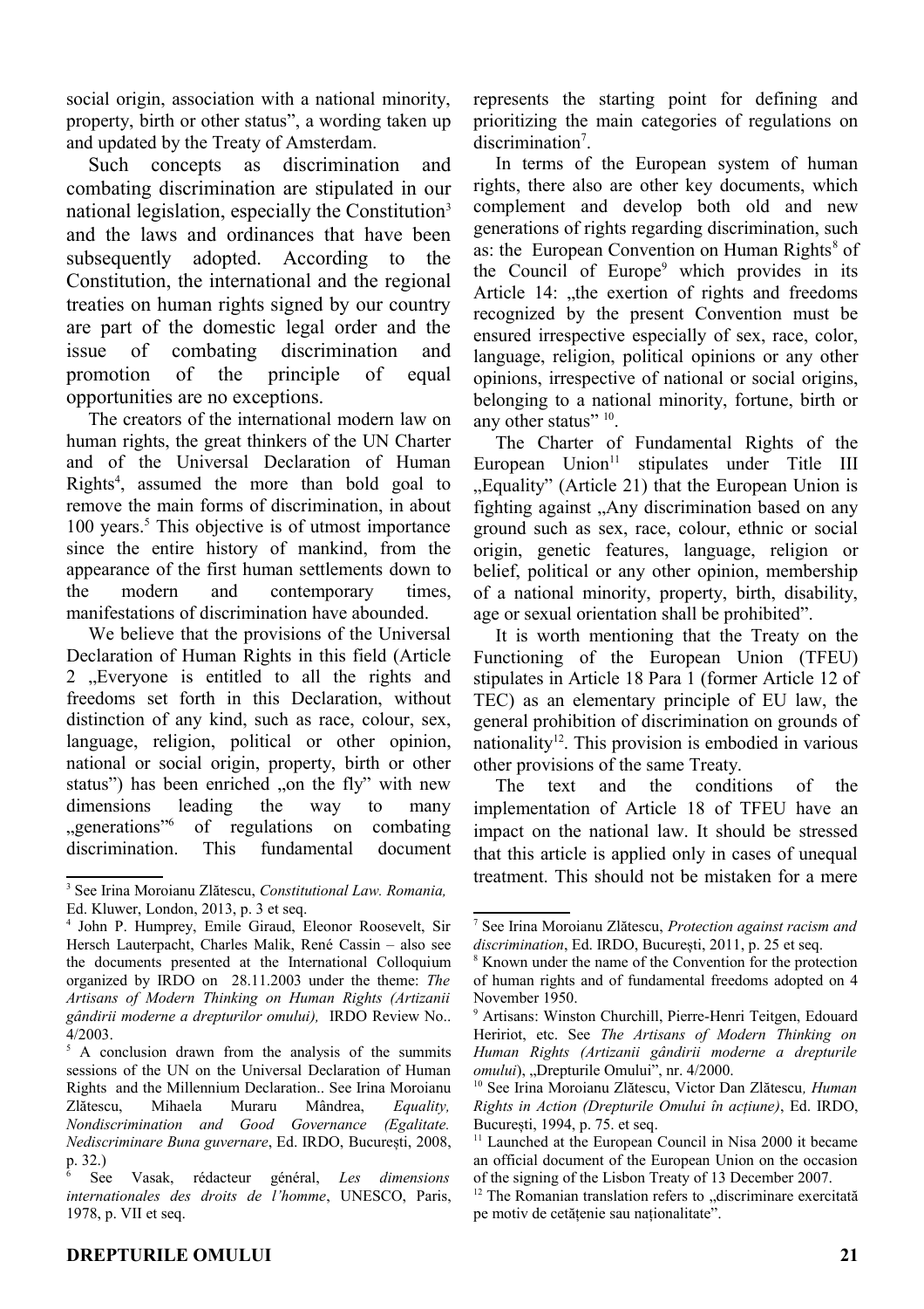social origin, association with a national minority, property, birth or other status", a wording taken up and updated by the Treaty of Amsterdam.

Such concepts as discrimination and combating discrimination are stipulated in our national legislation, especially the Constitution[3] and the laws and ordinances that have been subsequently adopted. According to the Constitution, the international and the regional treaties on human rights signed by our country are part of the domestic legal order and the issue of combating discrimination and promotion of the principle of equal opportunities are no exceptions.

The creators of the international modern law on human rights, the great thinkers of the UN Charter and of the Universal Declaration of Human Rights[4], assumed the more than bold goal to remove the main forms of discrimination, in about 100 years.[5] This objective is of utmost importance since the entire history of mankind, from the appearance of the first human settlements down to the modern and contemporary times, manifestations of discrimination have abounded.

We believe that the provisions of the Universal Declaration of Human Rights in this field (Article 2 „Everyone is entitled to all the rights and freedoms set forth in this Declaration, without distinction of any kind, such as race, colour, sex, language, religion, political or other opinion, national or social origin, property, birth or other status") has been enriched „on the fly" with new dimensions leading the way to many „generations"[6] of regulations on combating discrimination. This fundamental document represents the starting point for defining and prioritizing the main categories of regulations on discrimination[7].

In terms of the European system of human rights, there also are other key documents, which complement and develop both old and new generations of rights regarding discrimination, such as: the European Convention on Human Rights[8] of the Council of Europe[9] which provides in its Article 14: „the exertion of rights and freedoms recognized by the present Convention must be ensured irrespective especially of sex, race, color, language, religion, political opinions or any other opinions, irrespective of national or social origins, belonging to a national minority, fortune, birth or any other status" [10].

The Charter of Fundamental Rights of the European Union[11] stipulates under Title III „Equality" (Article 21) that the European Union is fighting against „Any discrimination based on any ground such as sex, race, colour, ethnic or social origin, genetic features, language, religion or belief, political or any other opinion, membership of a national minority, property, birth, disability, age or sexual orientation shall be prohibited".

It is worth mentioning that the Treaty on the Functioning of the European Union (TFEU) stipulates in Article 18 Para 1 (former Article 12 of TEC) as an elementary principle of EU law, the general prohibition of discrimination on grounds of nationality[12]. This provision is embodied in various other provisions of the same Treaty.

The text and the conditions of the implementation of Article 18 of TFEU have an impact on the national law. It should be stressed that this article is applied only in cases of unequal treatment. This should not be mistaken for a mere

---

[3] See Irina Moroianu Zlătescu, *Constitutional Law. Romania,* Ed. Kluwer, London, 2013, p. 3 et seq.

[4] John P. Humprey, Emile Giraud, Eleonor Roosevelt, Sir Hersch Lauterpacht, Charles Malik, René Cassin – also see the documents presented at the International Colloquium organized by IRDO on 28.11.2003 under the theme: *The Artisans of Modern Thinking on Human Rights (Artizanii gândirii moderne a drepturilor omului),* IRDO Review No.. 4/2003.

[5] A conclusion drawn from the analysis of the summits sessions of the UN on the Universal Declaration of Human Rights and the Millennium Declaration.. See Irina Moroianu Zlătescu, Mihaela Muraru Mândrea, *Equality, Nondiscrimination and Good Governance (Egalitate. Nediscriminare Buna guvernare*, Ed. IRDO, București, 2008, p. 32.)

[6] See Vasak, rédacteur général, *Les dimensions internationales des droits de l'homme*, UNESCO, Paris, 1978, p. VII et seq.

[7] See Irina Moroianu Zlătescu, *Protection against racism and discrimination*, Ed. IRDO, București, 2011, p. 25 et seq.

[8] Known under the name of the Convention for the protection of human rights and of fundamental freedoms adopted on 4 November 1950.

[9] Artisans: Winston Churchill, Pierre-Henri Teitgen, Edouard Heriot, etc. See *The Artisans of Modern Thinking on Human Rights (Artizanii gândirii moderne a drepturile omului*), „Drepturile Omului", nr. 4/2000.

[10] See Irina Moroianu Zlătescu, Victor Dan Zlătescu*, Human Rights in Action (Drepturile Omului în acțiune)*, Ed. IRDO, București, 1994, p. 75. et seq.

[11] Launched at the European Council in Nisa 2000 it became an official document of the European Union on the occasion of the signing of the Lisbon Treaty of 13 December 2007.

[12] The Romanian translation refers to „discriminare exercitată pe motiv de cetățenie sau naționalitate".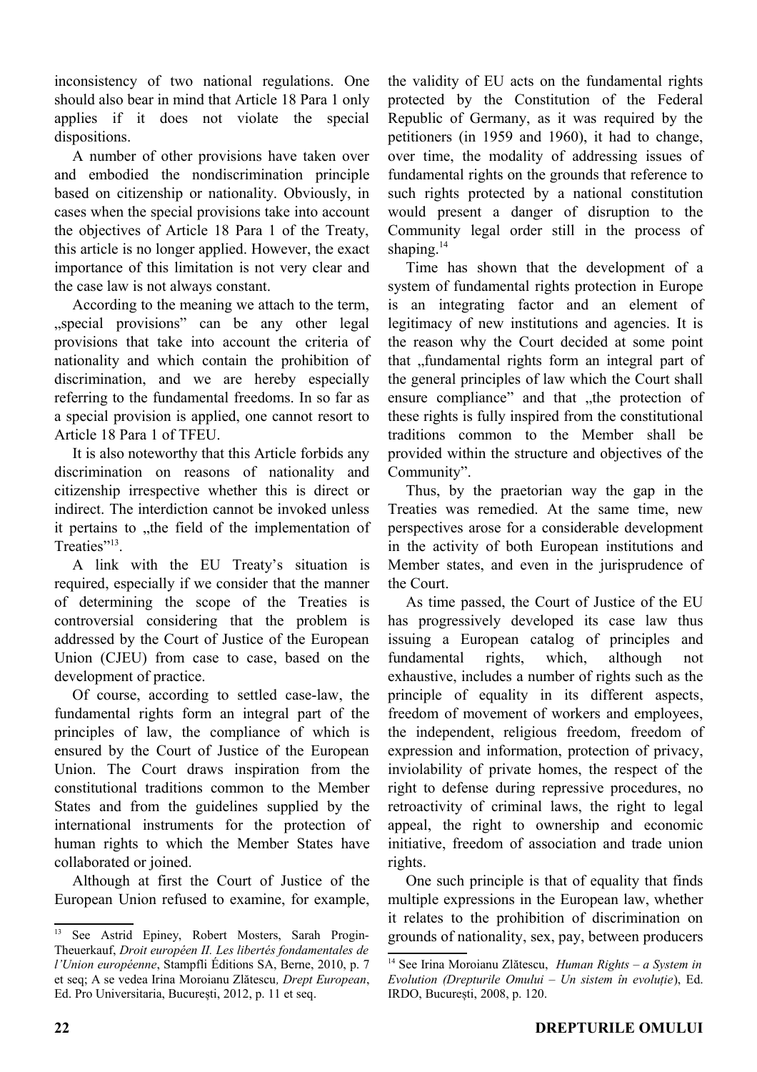inconsistency of two national regulations. One should also bear in mind that Article 18 Para 1 only applies if it does not violate the special dispositions.

A number of other provisions have taken over and embodied the nondiscrimination principle based on citizenship or nationality. Obviously, in cases when the special provisions take into account the objectives of Article 18 Para 1 of the Treaty, this article is no longer applied. However, the exact importance of this limitation is not very clear and the case law is not always constant.

According to the meaning we attach to the term, „special provisions" can be any other legal provisions that take into account the criteria of nationality and which contain the prohibition of discrimination, and we are hereby especially referring to the fundamental freedoms. In so far as a special provision is applied, one cannot resort to Article 18 Para 1 of TFEU.

It is also noteworthy that this Article forbids any discrimination on reasons of nationality and citizenship irrespective whether this is direct or indirect. The interdiction cannot be invoked unless it pertains to „the field of the implementation of Treaties"[13].

A link with the EU Treaty's situation is required, especially if we consider that the manner of determining the scope of the Treaties is controversial considering that the problem is addressed by the Court of Justice of the European Union (CJEU) from case to case, based on the development of practice.

Of course, according to settled case-law, the fundamental rights form an integral part of the principles of law, the compliance of which is ensured by the Court of Justice of the European Union. The Court draws inspiration from the constitutional traditions common to the Member States and from the guidelines supplied by the international instruments for the protection of human rights to which the Member States have collaborated or joined.

Although at first the Court of Justice of the European Union refused to examine, for example, the validity of EU acts on the fundamental rights protected by the Constitution of the Federal Republic of Germany, as it was required by the petitioners (in 1959 and 1960), it had to change, over time, the modality of addressing issues of fundamental rights on the grounds that reference to such rights protected by a national constitution would present a danger of disruption to the Community legal order still in the process of shaping.[14]

Time has shown that the development of a system of fundamental rights protection in Europe is an integrating factor and an element of legitimacy of new institutions and agencies. It is the reason why the Court decided at some point that „fundamental rights form an integral part of the general principles of law which the Court shall ensure compliance" and that „the protection of these rights is fully inspired from the constitutional traditions common to the Member shall be provided within the structure and objectives of the Community".

Thus, by the praetorian way the gap in the Treaties was remedied. At the same time, new perspectives arose for a considerable development in the activity of both European institutions and Member states, and even in the jurisprudence of the Court.

As time passed, the Court of Justice of the EU has progressively developed its case law thus issuing a European catalog of principles and fundamental rights, which, although not exhaustive, includes a number of rights such as the principle of equality in its different aspects, freedom of movement of workers and employees, the independent, religious freedom, freedom of expression and information, protection of privacy, inviolability of private homes, the respect of the right to defense during repressive procedures, no retroactivity of criminal laws, the right to legal appeal, the right to ownership and economic initiative, freedom of association and trade union rights.

One such principle is that of equality that finds multiple expressions in the European law, whether it relates to the prohibition of discrimination on grounds of nationality, sex, pay, between producers

---

[13] See Astrid Epiney, Robert Mosters, Sarah Progin-Theuerkauf, *Droit européen II. Les libertés fondamentales de l'Union européenne*, Stampfli Éditions SA, Berne, 2010, p. 7 et seq; A se vedea Irina Moroianu Zlătescu*, Drept European*, Ed. Pro Universitaria, București, 2012, p. 11 et seq.

[14] See Irina Moroianu Zlătescu, *Human Rights – a System in Evolution (Drepturile Omului – Un sistem în evoluție)*, Ed. IRDO, București, 2008, p. 120.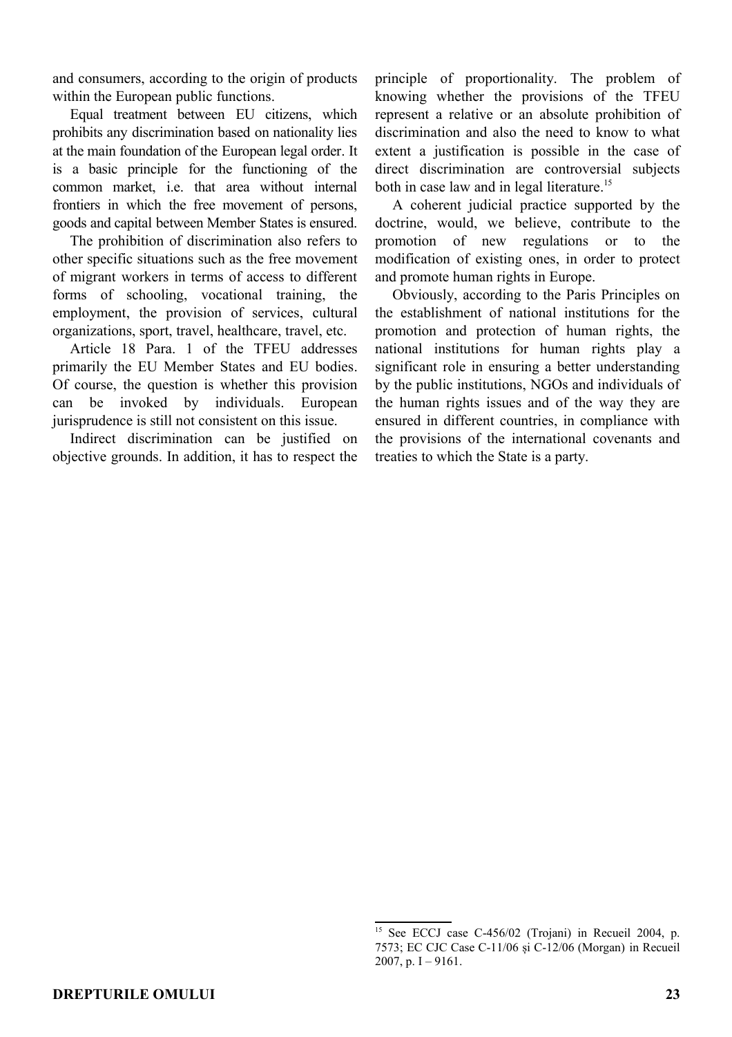and consumers, according to the origin of products within the European public functions.

Equal treatment between EU citizens, which prohibits any discrimination based on nationality lies at the main foundation of the European legal order. It is a basic principle for the functioning of the common market, i.e. that area without internal frontiers in which the free movement of persons, goods and capital between Member States is ensured.

The prohibition of discrimination also refers to other specific situations such as the free movement of migrant workers in terms of access to different forms of schooling, vocational training, the employment, the provision of services, cultural organizations, sport, travel, healthcare, travel, etc.

Article 18 Para. 1 of the TFEU addresses primarily the EU Member States and EU bodies. Of course, the question is whether this provision can be invoked by individuals. European jurisprudence is still not consistent on this issue.

Indirect discrimination can be justified on objective grounds. In addition, it has to respect the principle of proportionality. The problem of knowing whether the provisions of the TFEU represent a relative or an absolute prohibition of discrimination and also the need to know to what extent a justification is possible in the case of direct discrimination are controversial subjects both in case law and in legal literature.[15]

A coherent judicial practice supported by the doctrine, would, we believe, contribute to the promotion of new regulations or to the modification of existing ones, in order to protect and promote human rights in Europe.

Obviously, according to the Paris Principles on the establishment of national institutions for the promotion and protection of human rights, the national institutions for human rights play a significant role in ensuring a better understanding by the public institutions, NGOs and individuals of the human rights issues and of the way they are ensured in different countries, in compliance with the provisions of the international covenants and treaties to which the State is a party.

---

[15] See ECCJ case C-456/02 (Trojani) in Recueil 2004, p. 7573; EC CJC Case C-11/06 și C-12/06 (Morgan) in Recueil 2007, p. I – 9161.